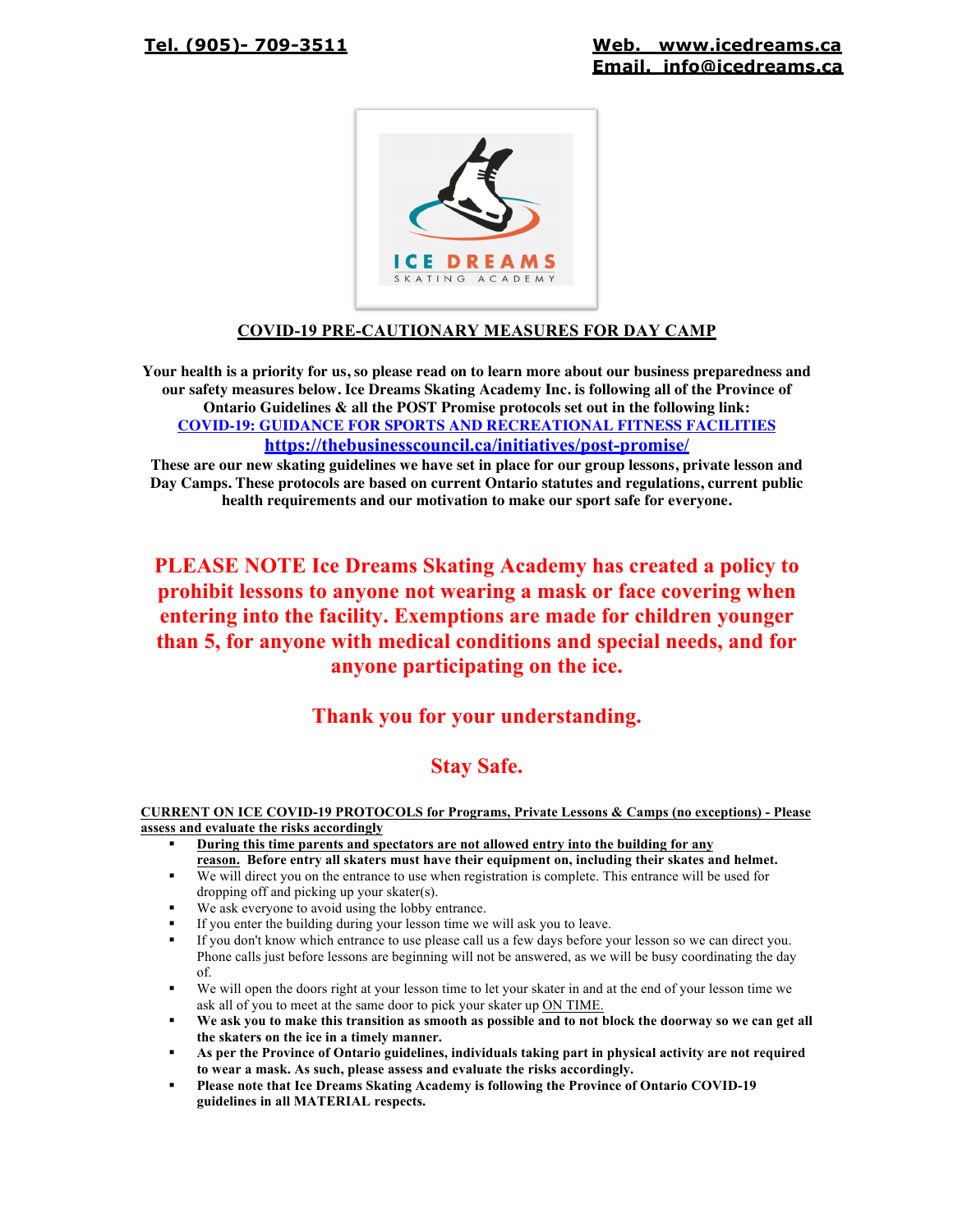**Tel. (905)- 709-3511** **Web. www.icedreams.ca**
**Email. info@icedreams.ca**

ICE DREAMS
SKATING ACADEMY

## COVID-19 PRE-CAUTIONARY MEASURES FOR DAY CAMP

**Your health is a priority for us, so please read on to learn more about our business preparedness and our safety measures below. Ice Dreams Skating Academy Inc. is following all of the Province of Ontario Guidelines & all the POST Promise protocols set out in the following link:**
**COVID-19: GUIDANCE FOR SPORTS AND RECREATIONAL FITNESS FACILITIES**
**https://thebusinesscouncil.ca/initiatives/post-promise/**
**These are our new skating guidelines we have set in place for our group lessons, private lesson and Day Camps. These protocols are based on current Ontario statutes and regulations, current public health requirements and our motivation to make our sport safe for everyone.**

**PLEASE NOTE Ice Dreams Skating Academy has created a policy to prohibit lessons to anyone not wearing a mask or face covering when entering into the facility. Exemptions are made for children younger than 5, for anyone with medical conditions and special needs, and for anyone participating on the ice.**

**Thank you for your understanding.**

**Stay Safe.**

**CURRENT ON ICE COVID-19 PROTOCOLS for Programs, Private Lessons & Camps (no exceptions) - Please assess and evaluate the risks accordingly**

- **During this time parents and spectators are not allowed entry into the building for any reason. Before entry all skaters must have their equipment on, including their skates and helmet.**
- We will direct you on the entrance to use when registration is complete. This entrance will be used for dropping off and picking up your skater(s).
- We ask everyone to avoid using the lobby entrance.
- If you enter the building during your lesson time we will ask you to leave.
- If you don't know which entrance to use please call us a few days before your lesson so we can direct you. Phone calls just before lessons are beginning will not be answered, as we will be busy coordinating the day of.
- We will open the doors right at your lesson time to let your skater in and at the end of your lesson time we ask all of you to meet at the same door to pick your skater up ON TIME.
- **We ask you to make this transition as smooth as possible and to not block the doorway so we can get all the skaters on the ice in a timely manner.**
- **As per the Province of Ontario guidelines, individuals taking part in physical activity are not required to wear a mask. As such, please assess and evaluate the risks accordingly.**
- **Please note that Ice Dreams Skating Academy is following the Province of Ontario COVID-19 guidelines in all MATERIAL respects.**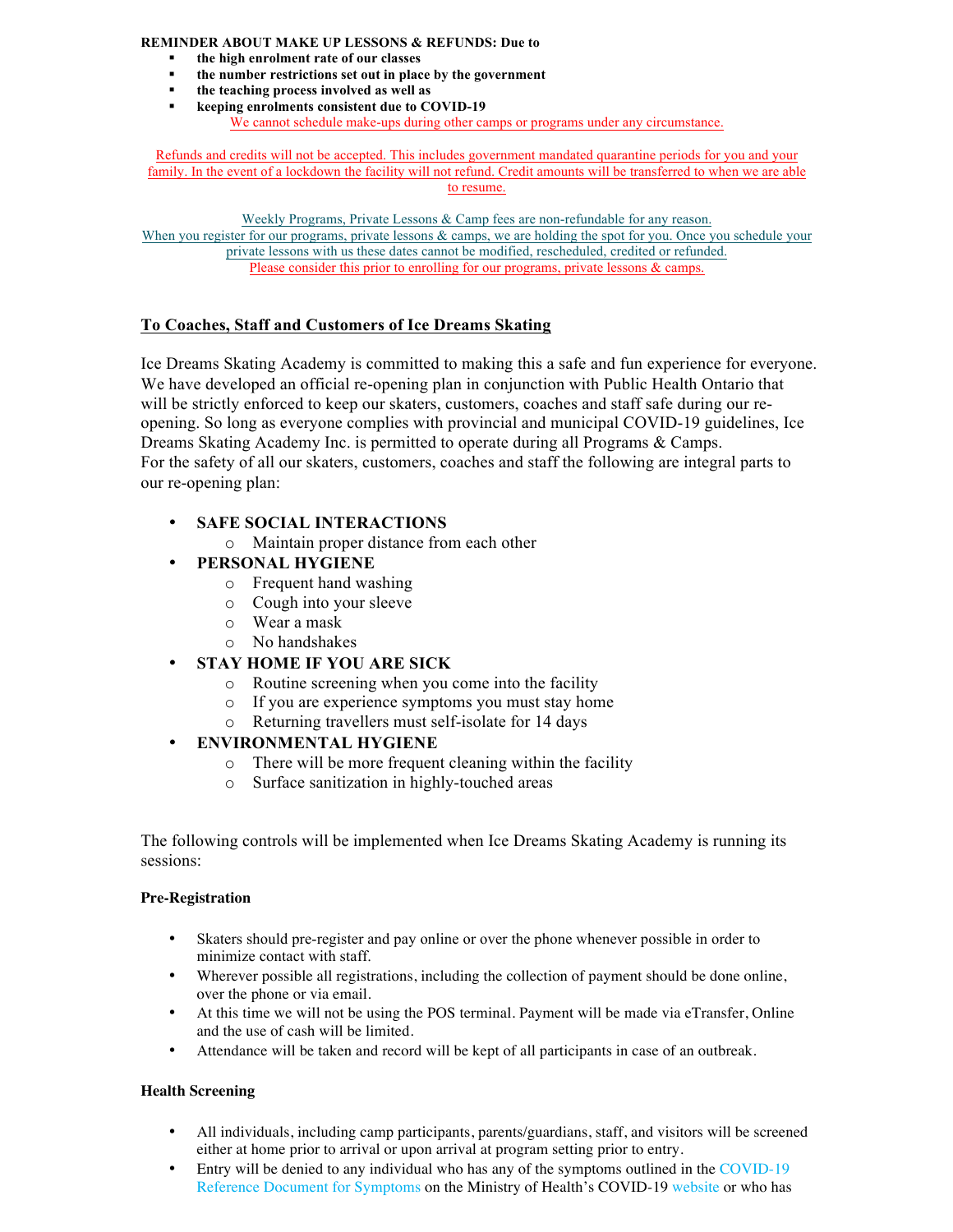**REMINDER ABOUT MAKE UP LESSONS & REFUNDS: Due to**

- **the high enrolment rate of our classes**
- **the number restrictions set out in place by the government**
- **the teaching process involved as well as**
- **keeping enrolments consistent due to COVID-19**

We cannot schedule make-ups during other camps or programs under any circumstance.

Refunds and credits will not be accepted. This includes government mandated quarantine periods for you and your family. In the event of a lockdown the facility will not refund. Credit amounts will be transferred to when we are able to resume.

Weekly Programs, Private Lessons & Camp fees are non-refundable for any reason.
When you register for our programs, private lessons & camps, we are holding the spot for you. Once you schedule your private lessons with us these dates cannot be modified, rescheduled, credited or refunded.
Please consider this prior to enrolling for our programs, private lessons & camps.

## To Coaches, Staff and Customers of Ice Dreams Skating

Ice Dreams Skating Academy is committed to making this a safe and fun experience for everyone. We have developed an official re-opening plan in conjunction with Public Health Ontario that will be strictly enforced to keep our skaters, customers, coaches and staff safe during our re-opening. So long as everyone complies with provincial and municipal COVID-19 guidelines, Ice Dreams Skating Academy Inc. is permitted to operate during all Programs & Camps.
For the safety of all our skaters, customers, coaches and staff the following are integral parts to our re-opening plan:

- **SAFE SOCIAL INTERACTIONS**
  - Maintain proper distance from each other
- **PERSONAL HYGIENE**
  - Frequent hand washing
  - Cough into your sleeve
  - Wear a mask
  - No handshakes
- **STAY HOME IF YOU ARE SICK**
  - Routine screening when you come into the facility
  - If you are experience symptoms you must stay home
  - Returning travellers must self-isolate for 14 days
- **ENVIRONMENTAL HYGIENE**
  - There will be more frequent cleaning within the facility
  - Surface sanitization in highly-touched areas

The following controls will be implemented when Ice Dreams Skating Academy is running its sessions:

**Pre-Registration**

- Skaters should pre-register and pay online or over the phone whenever possible in order to minimize contact with staff.
- Wherever possible all registrations, including the collection of payment should be done online, over the phone or via email.
- At this time we will not be using the POS terminal. Payment will be made via eTransfer, Online and the use of cash will be limited.
- Attendance will be taken and record will be kept of all participants in case of an outbreak.

**Health Screening**

- All individuals, including camp participants, parents/guardians, staff, and visitors will be screened either at home prior to arrival or upon arrival at program setting prior to entry.
- Entry will be denied to any individual who has any of the symptoms outlined in the COVID-19 Reference Document for Symptoms on the Ministry of Health's COVID-19 website or who has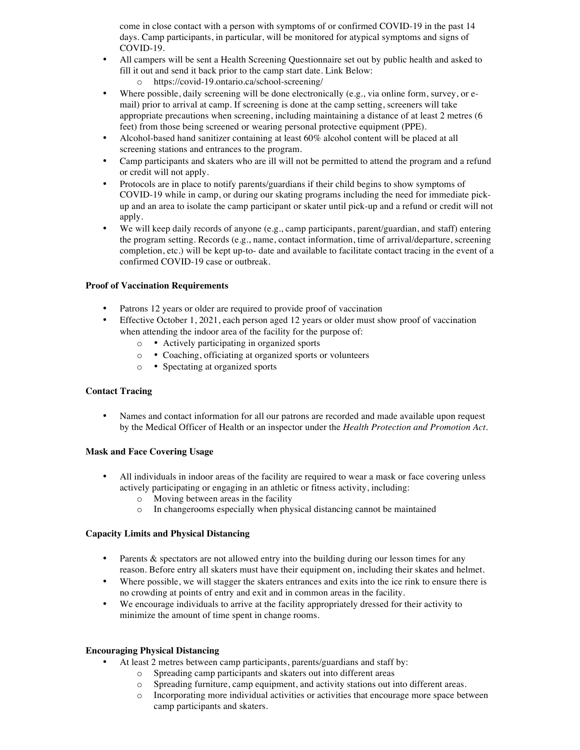come in close contact with a person with symptoms of or confirmed COVID-19 in the past 14 days. Camp participants, in particular, will be monitored for atypical symptoms and signs of COVID-19.

- All campers will be sent a Health Screening Questionnaire set out by public health and asked to fill it out and send it back prior to the camp start date. Link Below:
  - https://covid-19.ontario.ca/school-screening/
- Where possible, daily screening will be done electronically (e.g., via online form, survey, or e-mail) prior to arrival at camp. If screening is done at the camp setting, screeners will take appropriate precautions when screening, including maintaining a distance of at least 2 metres (6 feet) from those being screened or wearing personal protective equipment (PPE).
- Alcohol-based hand sanitizer containing at least 60% alcohol content will be placed at all screening stations and entrances to the program.
- Camp participants and skaters who are ill will not be permitted to attend the program and a refund or credit will not apply.
- Protocols are in place to notify parents/guardians if their child begins to show symptoms of COVID-19 while in camp, or during our skating programs including the need for immediate pick-up and an area to isolate the camp participant or skater until pick-up and a refund or credit will not apply.
- We will keep daily records of anyone (e.g., camp participants, parent/guardian, and staff) entering the program setting. Records (e.g., name, contact information, time of arrival/departure, screening completion, etc.) will be kept up-to- date and available to facilitate contact tracing in the event of a confirmed COVID-19 case or outbreak.

**Proof of Vaccination Requirements**

- Patrons 12 years or older are required to provide proof of vaccination
- Effective October 1, 2021, each person aged 12 years or older must show proof of vaccination when attending the indoor area of the facility for the purpose of:
  - • Actively participating in organized sports
  - • Coaching, officiating at organized sports or volunteers
  - • Spectating at organized sports

**Contact Tracing**

- Names and contact information for all our patrons are recorded and made available upon request by the Medical Officer of Health or an inspector under the *Health Protection and Promotion Act*.

**Mask and Face Covering Usage**

- All individuals in indoor areas of the facility are required to wear a mask or face covering unless actively participating or engaging in an athletic or fitness activity, including:
  - Moving between areas in the facility
  - In changerooms especially when physical distancing cannot be maintained

**Capacity Limits and Physical Distancing**

- Parents & spectators are not allowed entry into the building during our lesson times for any reason. Before entry all skaters must have their equipment on, including their skates and helmet.
- Where possible, we will stagger the skaters entrances and exits into the ice rink to ensure there is no crowding at points of entry and exit and in common areas in the facility.
- We encourage individuals to arrive at the facility appropriately dressed for their activity to minimize the amount of time spent in change rooms.

**Encouraging Physical Distancing**

- At least 2 metres between camp participants, parents/guardians and staff by:
  - Spreading camp participants and skaters out into different areas
  - Spreading furniture, camp equipment, and activity stations out into different areas.
  - Incorporating more individual activities or activities that encourage more space between camp participants and skaters.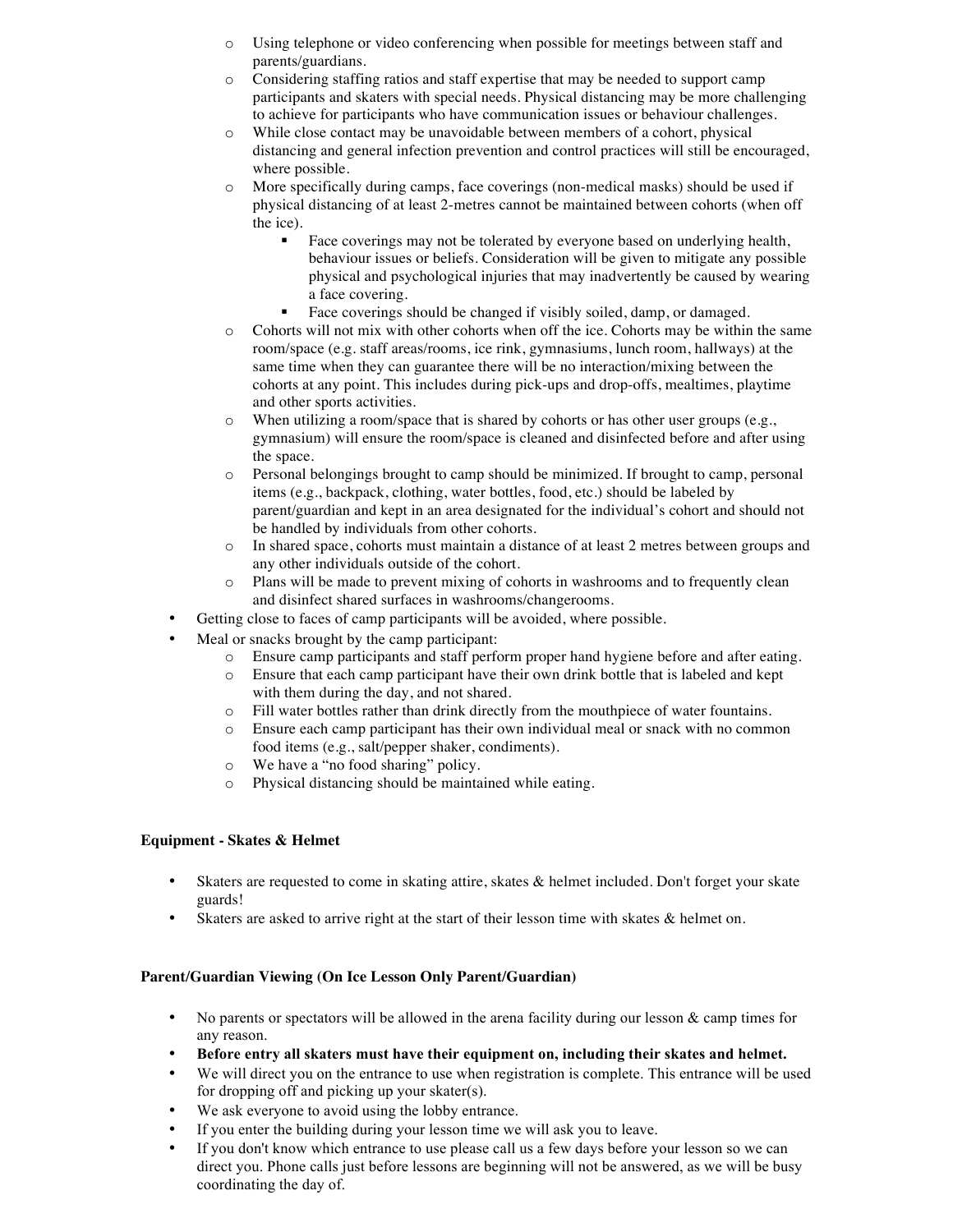- Using telephone or video conferencing when possible for meetings between staff and parents/guardians.
- Considering staffing ratios and staff expertise that may be needed to support camp participants and skaters with special needs. Physical distancing may be more challenging to achieve for participants who have communication issues or behaviour challenges.
- While close contact may be unavoidable between members of a cohort, physical distancing and general infection prevention and control practices will still be encouraged, where possible.
- More specifically during camps, face coverings (non-medical masks) should be used if physical distancing of at least 2-metres cannot be maintained between cohorts (when off the ice).
  - Face coverings may not be tolerated by everyone based on underlying health, behaviour issues or beliefs. Consideration will be given to mitigate any possible physical and psychological injuries that may inadvertently be caused by wearing a face covering.
  - Face coverings should be changed if visibly soiled, damp, or damaged.
- Cohorts will not mix with other cohorts when off the ice. Cohorts may be within the same room/space (e.g. staff areas/rooms, ice rink, gymnasiums, lunch room, hallways) at the same time when they can guarantee there will be no interaction/mixing between the cohorts at any point. This includes during pick-ups and drop-offs, mealtimes, playtime and other sports activities.
- When utilizing a room/space that is shared by cohorts or has other user groups (e.g., gymnasium) will ensure the room/space is cleaned and disinfected before and after using the space.
- Personal belongings brought to camp should be minimized. If brought to camp, personal items (e.g., backpack, clothing, water bottles, food, etc.) should be labeled by parent/guardian and kept in an area designated for the individual's cohort and should not be handled by individuals from other cohorts.
- In shared space, cohorts must maintain a distance of at least 2 metres between groups and any other individuals outside of the cohort.
- Plans will be made to prevent mixing of cohorts in washrooms and to frequently clean and disinfect shared surfaces in washrooms/changerooms.

- Getting close to faces of camp participants will be avoided, where possible.
- Meal or snacks brought by the camp participant:
  - Ensure camp participants and staff perform proper hand hygiene before and after eating.
  - Ensure that each camp participant have their own drink bottle that is labeled and kept with them during the day, and not shared.
  - Fill water bottles rather than drink directly from the mouthpiece of water fountains.
  - Ensure each camp participant has their own individual meal or snack with no common food items (e.g., salt/pepper shaker, condiments).
  - We have a "no food sharing" policy.
  - Physical distancing should be maintained while eating.

**Equipment - Skates & Helmet**

- Skaters are requested to come in skating attire, skates & helmet included. Don't forget your skate guards!
- Skaters are asked to arrive right at the start of their lesson time with skates & helmet on.

**Parent/Guardian Viewing (On Ice Lesson Only Parent/Guardian)**

- No parents or spectators will be allowed in the arena facility during our lesson & camp times for any reason.
- **Before entry all skaters must have their equipment on, including their skates and helmet.**
- We will direct you on the entrance to use when registration is complete. This entrance will be used for dropping off and picking up your skater(s).
- We ask everyone to avoid using the lobby entrance.
- If you enter the building during your lesson time we will ask you to leave.
- If you don't know which entrance to use please call us a few days before your lesson so we can direct you. Phone calls just before lessons are beginning will not be answered, as we will be busy coordinating the day of.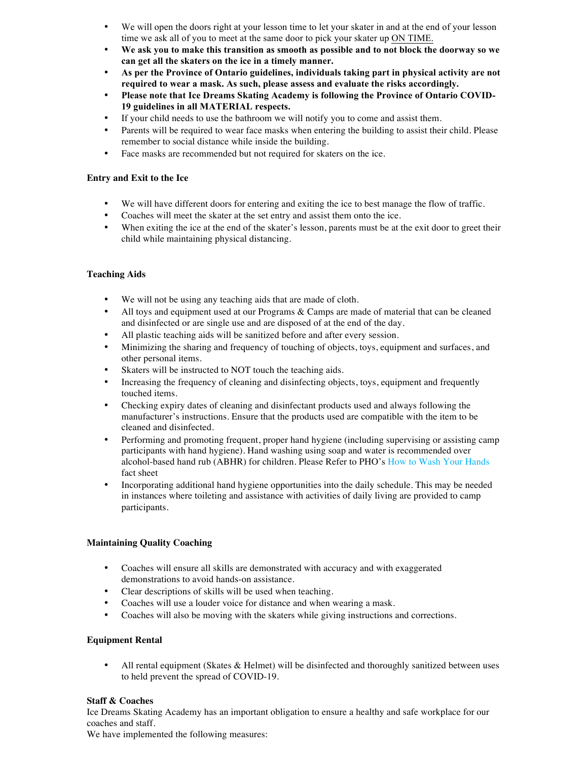- We will open the doors right at your lesson time to let your skater in and at the end of your lesson time we ask all of you to meet at the same door to pick your skater up ON TIME.
- **We ask you to make this transition as smooth as possible and to not block the doorway so we can get all the skaters on the ice in a timely manner.**
- **As per the Province of Ontario guidelines, individuals taking part in physical activity are not required to wear a mask. As such, please assess and evaluate the risks accordingly.**
- **Please note that Ice Dreams Skating Academy is following the Province of Ontario COVID-19 guidelines in all MATERIAL respects.**
- If your child needs to use the bathroom we will notify you to come and assist them.
- Parents will be required to wear face masks when entering the building to assist their child. Please remember to social distance while inside the building.
- Face masks are recommended but not required for skaters on the ice.

**Entry and Exit to the Ice**

- We will have different doors for entering and exiting the ice to best manage the flow of traffic.
- Coaches will meet the skater at the set entry and assist them onto the ice.
- When exiting the ice at the end of the skater's lesson, parents must be at the exit door to greet their child while maintaining physical distancing.

**Teaching Aids**

- We will not be using any teaching aids that are made of cloth.
- All toys and equipment used at our Programs & Camps are made of material that can be cleaned and disinfected or are single use and are disposed of at the end of the day.
- All plastic teaching aids will be sanitized before and after every session.
- Minimizing the sharing and frequency of touching of objects, toys, equipment and surfaces, and other personal items.
- Skaters will be instructed to NOT touch the teaching aids.
- Increasing the frequency of cleaning and disinfecting objects, toys, equipment and frequently touched items.
- Checking expiry dates of cleaning and disinfectant products used and always following the manufacturer's instructions. Ensure that the products used are compatible with the item to be cleaned and disinfected.
- Performing and promoting frequent, proper hand hygiene (including supervising or assisting camp participants with hand hygiene). Hand washing using soap and water is recommended over alcohol-based hand rub (ABHR) for children. Please Refer to PHO's How to Wash Your Hands fact sheet
- Incorporating additional hand hygiene opportunities into the daily schedule. This may be needed in instances where toileting and assistance with activities of daily living are provided to camp participants.

**Maintaining Quality Coaching**

- Coaches will ensure all skills are demonstrated with accuracy and with exaggerated demonstrations to avoid hands-on assistance.
- Clear descriptions of skills will be used when teaching.
- Coaches will use a louder voice for distance and when wearing a mask.
- Coaches will also be moving with the skaters while giving instructions and corrections.

**Equipment Rental**

- All rental equipment (Skates & Helmet) will be disinfected and thoroughly sanitized between uses to held prevent the spread of COVID-19.

**Staff & Coaches**

Ice Dreams Skating Academy has an important obligation to ensure a healthy and safe workplace for our coaches and staff.
We have implemented the following measures: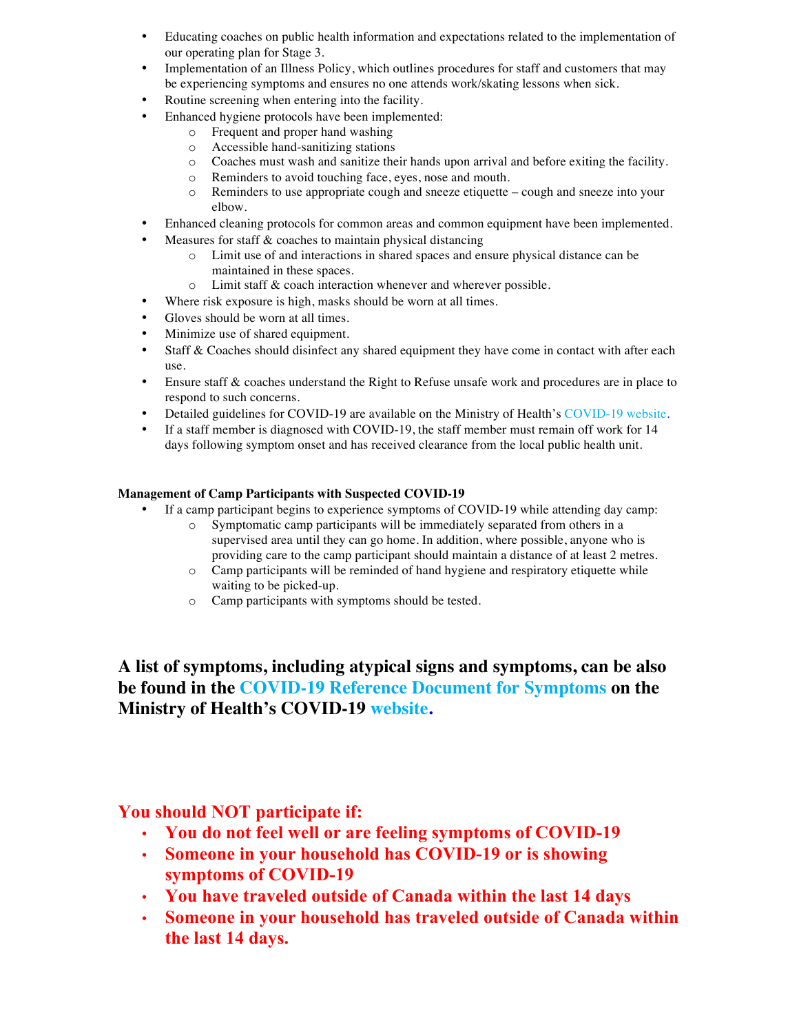- Educating coaches on public health information and expectations related to the implementation of our operating plan for Stage 3.
- Implementation of an Illness Policy, which outlines procedures for staff and customers that may be experiencing symptoms and ensures no one attends work/skating lessons when sick.
- Routine screening when entering into the facility.
- Enhanced hygiene protocols have been implemented:
  - Frequent and proper hand washing
  - Accessible hand-sanitizing stations
  - Coaches must wash and sanitize their hands upon arrival and before exiting the facility.
  - Reminders to avoid touching face, eyes, nose and mouth.
  - Reminders to use appropriate cough and sneeze etiquette – cough and sneeze into your elbow.
- Enhanced cleaning protocols for common areas and common equipment have been implemented.
- Measures for staff & coaches to maintain physical distancing
  - Limit use of and interactions in shared spaces and ensure physical distance can be maintained in these spaces.
  - Limit staff & coach interaction whenever and wherever possible.
- Where risk exposure is high, masks should be worn at all times.
- Gloves should be worn at all times.
- Minimize use of shared equipment.
- Staff & Coaches should disinfect any shared equipment they have come in contact with after each use.
- Ensure staff & coaches understand the Right to Refuse unsafe work and procedures are in place to respond to such concerns.
- Detailed guidelines for COVID-19 are available on the Ministry of Health's COVID-19 website.
- If a staff member is diagnosed with COVID-19, the staff member must remain off work for 14 days following symptom onset and has received clearance from the local public health unit.

**Management of Camp Participants with Suspected COVID-19**

- If a camp participant begins to experience symptoms of COVID-19 while attending day camp:
  - Symptomatic camp participants will be immediately separated from others in a supervised area until they can go home. In addition, where possible, anyone who is providing care to the camp participant should maintain a distance of at least 2 metres.
  - Camp participants will be reminded of hand hygiene and respiratory etiquette while waiting to be picked-up.
  - Camp participants with symptoms should be tested.

## A list of symptoms, including atypical signs and symptoms, can be also be found in the COVID-19 Reference Document for Symptoms on the Ministry of Health's COVID-19 website.

## You should NOT participate if:

- **You do not feel well or are feeling symptoms of COVID-19**
- **Someone in your household has COVID-19 or is showing symptoms of COVID-19**
- **You have traveled outside of Canada within the last 14 days**
- **Someone in your household has traveled outside of Canada within the last 14 days.**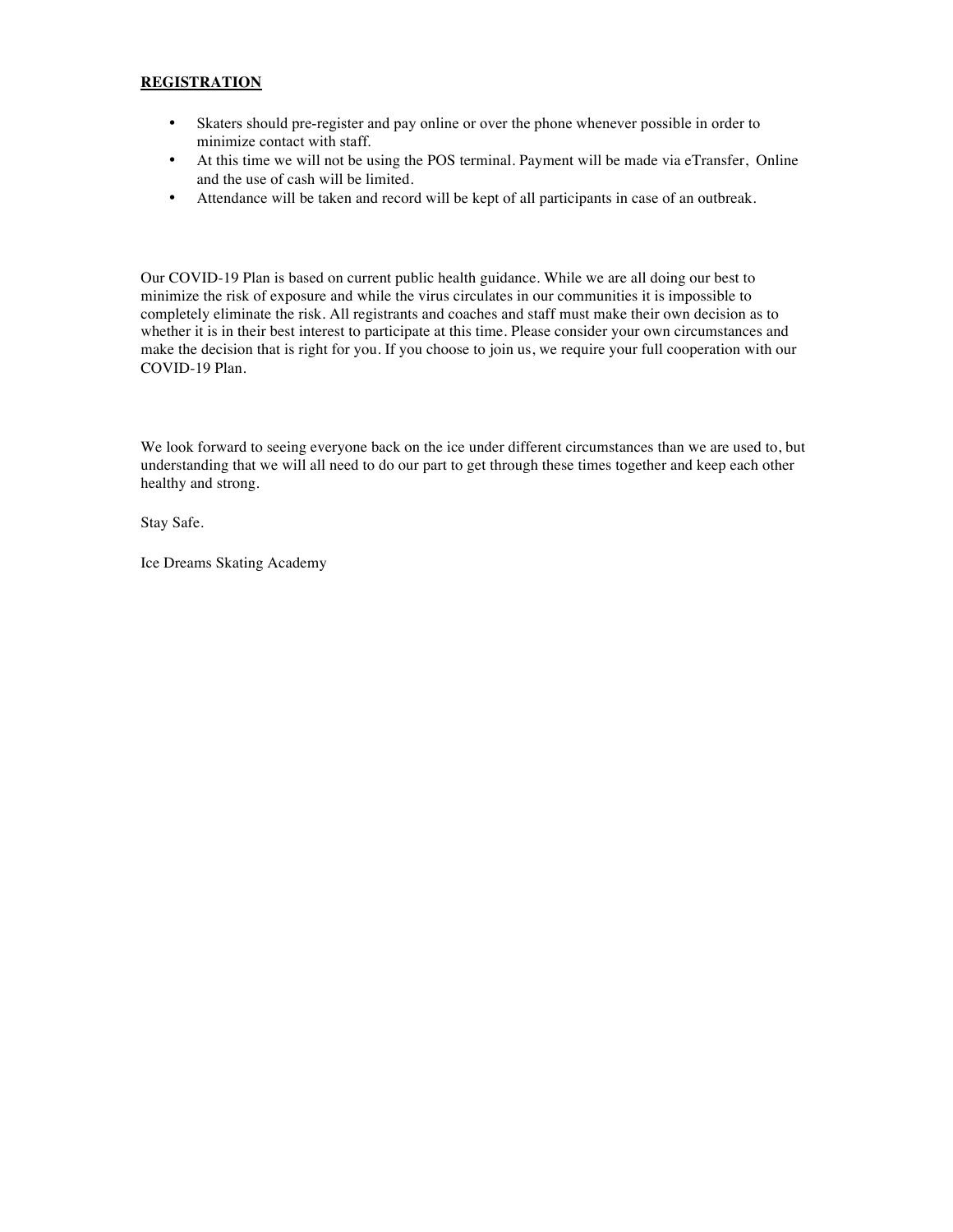**REGISTRATION**

- Skaters should pre-register and pay online or over the phone whenever possible in order to minimize contact with staff.
- At this time we will not be using the POS terminal. Payment will be made via eTransfer, Online and the use of cash will be limited.
- Attendance will be taken and record will be kept of all participants in case of an outbreak.

Our COVID-19 Plan is based on current public health guidance. While we are all doing our best to minimize the risk of exposure and while the virus circulates in our communities it is impossible to completely eliminate the risk. All registrants and coaches and staff must make their own decision as to whether it is in their best interest to participate at this time. Please consider your own circumstances and make the decision that is right for you. If you choose to join us, we require your full cooperation with our COVID-19 Plan.

We look forward to seeing everyone back on the ice under different circumstances than we are used to, but understanding that we will all need to do our part to get through these times together and keep each other healthy and strong.

Stay Safe.

Ice Dreams Skating Academy